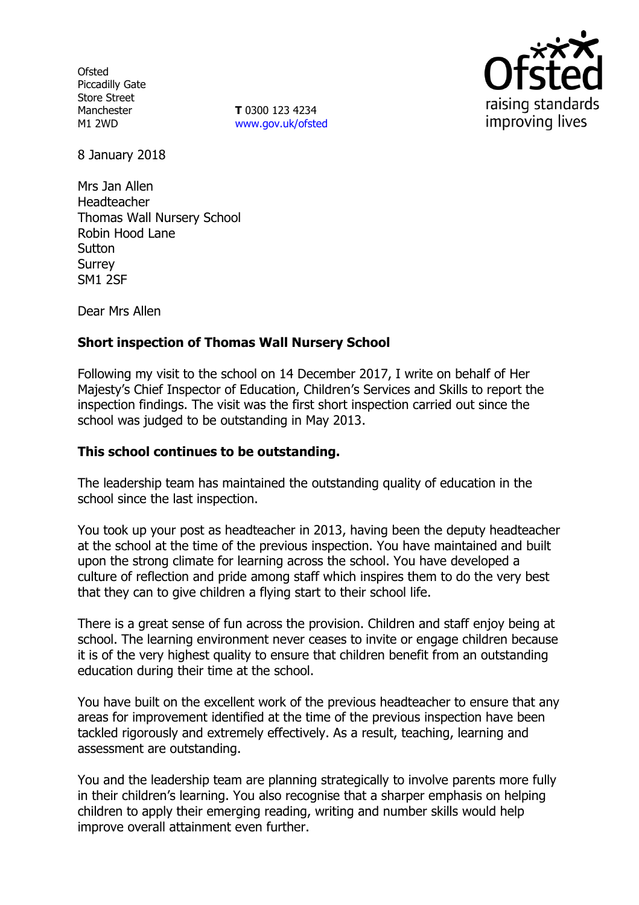Ofsted
Piccadilly Gate
Store Street
Manchester
M1 2WD

**T** 0300 123 4234
www.gov.uk/ofsted

8 January 2018

Mrs Jan Allen
Headteacher
Thomas Wall Nursery School
Robin Hood Lane
Sutton
Surrey
SM1 2SF

Dear Mrs Allen

**Short inspection of Thomas Wall Nursery School**

Following my visit to the school on 14 December 2017, I write on behalf of Her Majesty's Chief Inspector of Education, Children's Services and Skills to report the inspection findings. The visit was the first short inspection carried out since the school was judged to be outstanding in May 2013.

**This school continues to be outstanding.**

The leadership team has maintained the outstanding quality of education in the school since the last inspection.

You took up your post as headteacher in 2013, having been the deputy headteacher at the school at the time of the previous inspection. You have maintained and built upon the strong climate for learning across the school. You have developed a culture of reflection and pride among staff which inspires them to do the very best that they can to give children a flying start to their school life.

There is a great sense of fun across the provision. Children and staff enjoy being at school. The learning environment never ceases to invite or engage children because it is of the very highest quality to ensure that children benefit from an outstanding education during their time at the school.

You have built on the excellent work of the previous headteacher to ensure that any areas for improvement identified at the time of the previous inspection have been tackled rigorously and extremely effectively. As a result, teaching, learning and assessment are outstanding.

You and the leadership team are planning strategically to involve parents more fully in their children's learning. You also recognise that a sharper emphasis on helping children to apply their emerging reading, writing and number skills would help improve overall attainment even further.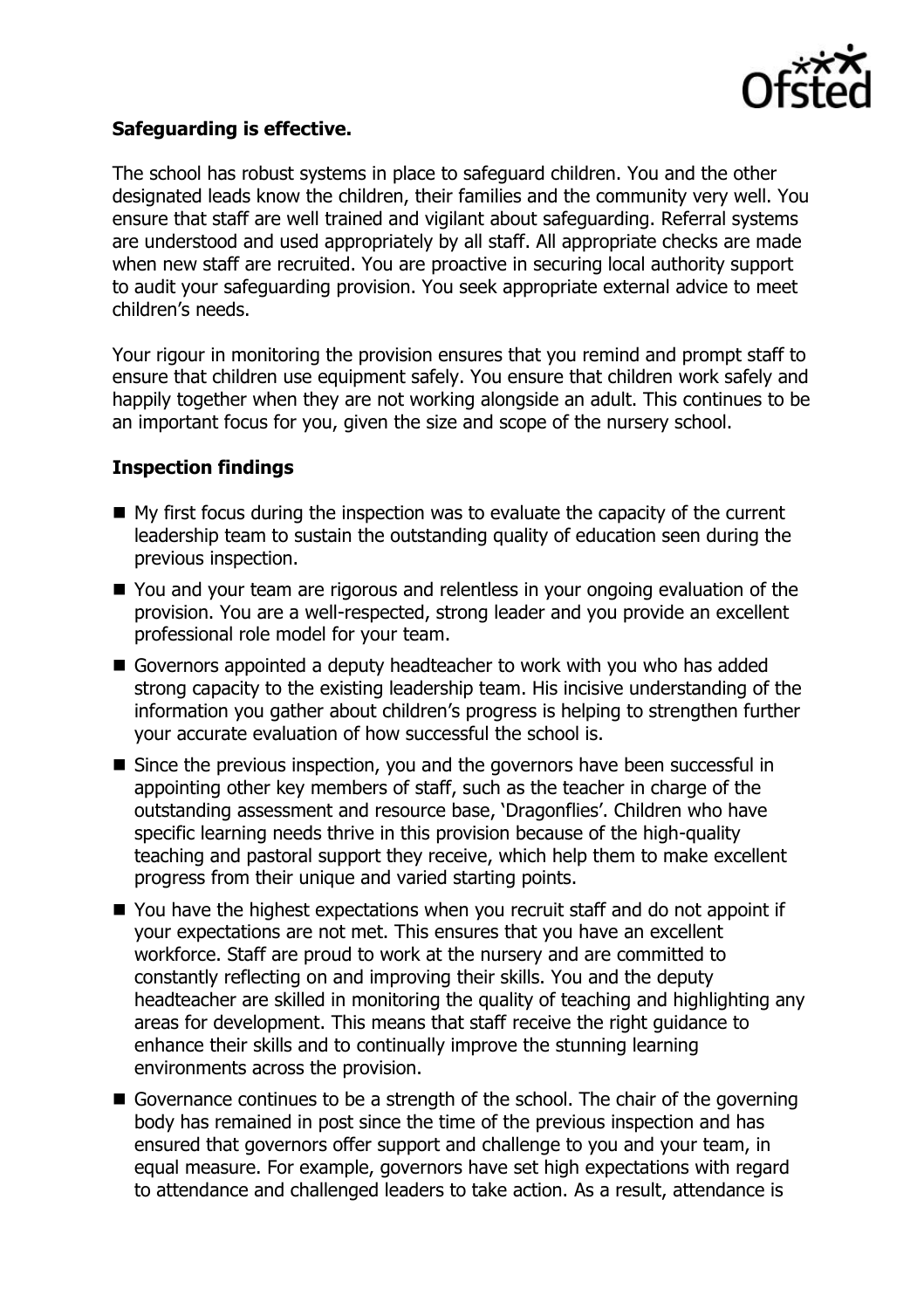**Safeguarding is effective.**

The school has robust systems in place to safeguard children. You and the other designated leads know the children, their families and the community very well. You ensure that staff are well trained and vigilant about safeguarding. Referral systems are understood and used appropriately by all staff. All appropriate checks are made when new staff are recruited. You are proactive in securing local authority support to audit your safeguarding provision. You seek appropriate external advice to meet children's needs.

Your rigour in monitoring the provision ensures that you remind and prompt staff to ensure that children use equipment safely. You ensure that children work safely and happily together when they are not working alongside an adult. This continues to be an important focus for you, given the size and scope of the nursery school.

**Inspection findings**

- My first focus during the inspection was to evaluate the capacity of the current leadership team to sustain the outstanding quality of education seen during the previous inspection.
- You and your team are rigorous and relentless in your ongoing evaluation of the provision. You are a well-respected, strong leader and you provide an excellent professional role model for your team.
- Governors appointed a deputy headteacher to work with you who has added strong capacity to the existing leadership team. His incisive understanding of the information you gather about children's progress is helping to strengthen further your accurate evaluation of how successful the school is.
- Since the previous inspection, you and the governors have been successful in appointing other key members of staff, such as the teacher in charge of the outstanding assessment and resource base, 'Dragonflies'. Children who have specific learning needs thrive in this provision because of the high-quality teaching and pastoral support they receive, which help them to make excellent progress from their unique and varied starting points.
- You have the highest expectations when you recruit staff and do not appoint if your expectations are not met. This ensures that you have an excellent workforce. Staff are proud to work at the nursery and are committed to constantly reflecting on and improving their skills. You and the deputy headteacher are skilled in monitoring the quality of teaching and highlighting any areas for development. This means that staff receive the right guidance to enhance their skills and to continually improve the stunning learning environments across the provision.
- Governance continues to be a strength of the school. The chair of the governing body has remained in post since the time of the previous inspection and has ensured that governors offer support and challenge to you and your team, in equal measure. For example, governors have set high expectations with regard to attendance and challenged leaders to take action. As a result, attendance is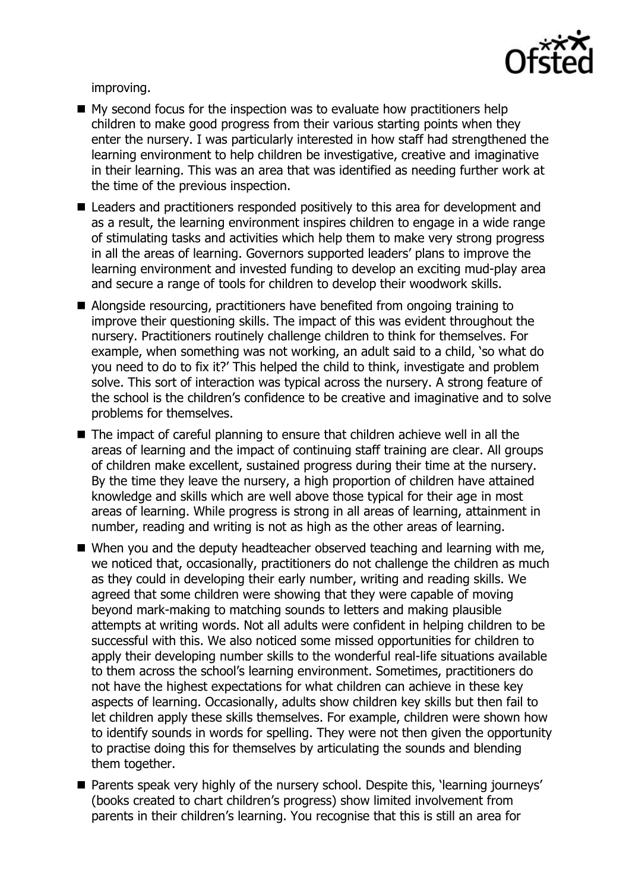improving.

- My second focus for the inspection was to evaluate how practitioners help children to make good progress from their various starting points when they enter the nursery. I was particularly interested in how staff had strengthened the learning environment to help children be investigative, creative and imaginative in their learning. This was an area that was identified as needing further work at the time of the previous inspection.
- Leaders and practitioners responded positively to this area for development and as a result, the learning environment inspires children to engage in a wide range of stimulating tasks and activities which help them to make very strong progress in all the areas of learning. Governors supported leaders' plans to improve the learning environment and invested funding to develop an exciting mud-play area and secure a range of tools for children to develop their woodwork skills.
- Alongside resourcing, practitioners have benefited from ongoing training to improve their questioning skills. The impact of this was evident throughout the nursery. Practitioners routinely challenge children to think for themselves. For example, when something was not working, an adult said to a child, 'so what do you need to do to fix it?' This helped the child to think, investigate and problem solve. This sort of interaction was typical across the nursery. A strong feature of the school is the children's confidence to be creative and imaginative and to solve problems for themselves.
- The impact of careful planning to ensure that children achieve well in all the areas of learning and the impact of continuing staff training are clear. All groups of children make excellent, sustained progress during their time at the nursery. By the time they leave the nursery, a high proportion of children have attained knowledge and skills which are well above those typical for their age in most areas of learning. While progress is strong in all areas of learning, attainment in number, reading and writing is not as high as the other areas of learning.
- When you and the deputy headteacher observed teaching and learning with me, we noticed that, occasionally, practitioners do not challenge the children as much as they could in developing their early number, writing and reading skills. We agreed that some children were showing that they were capable of moving beyond mark-making to matching sounds to letters and making plausible attempts at writing words. Not all adults were confident in helping children to be successful with this. We also noticed some missed opportunities for children to apply their developing number skills to the wonderful real-life situations available to them across the school's learning environment. Sometimes, practitioners do not have the highest expectations for what children can achieve in these key aspects of learning. Occasionally, adults show children key skills but then fail to let children apply these skills themselves. For example, children were shown how to identify sounds in words for spelling. They were not then given the opportunity to practise doing this for themselves by articulating the sounds and blending them together.
- Parents speak very highly of the nursery school. Despite this, 'learning journeys' (books created to chart children's progress) show limited involvement from parents in their children's learning. You recognise that this is still an area for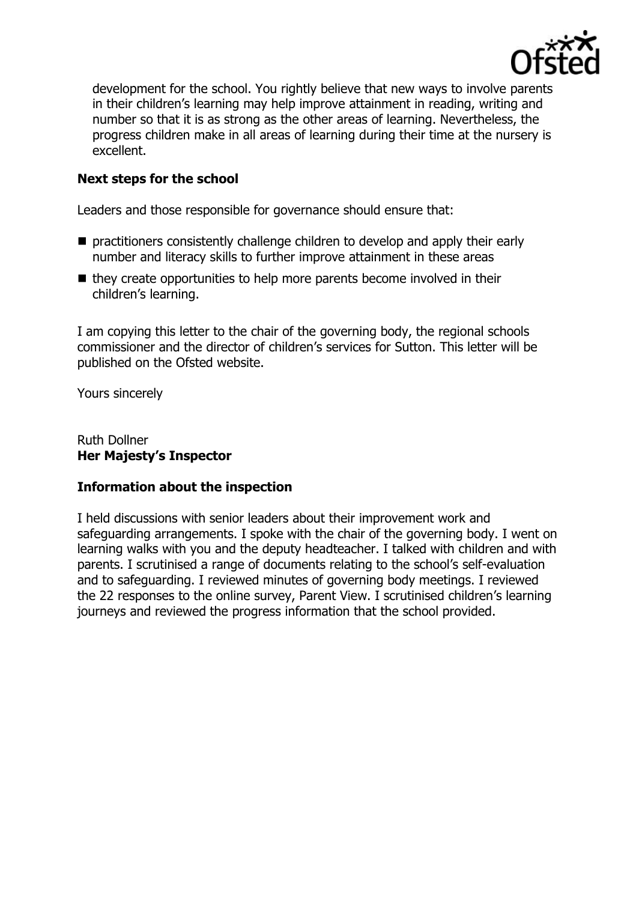development for the school. You rightly believe that new ways to involve parents in their children's learning may help improve attainment in reading, writing and number so that it is as strong as the other areas of learning. Nevertheless, the progress children make in all areas of learning during their time at the nursery is excellent.

## Next steps for the school

Leaders and those responsible for governance should ensure that:

- practitioners consistently challenge children to develop and apply their early number and literacy skills to further improve attainment in these areas
- they create opportunities to help more parents become involved in their children's learning.

I am copying this letter to the chair of the governing body, the regional schools commissioner and the director of children's services for Sutton. This letter will be published on the Ofsted website.

Yours sincerely

Ruth Dollner
**Her Majesty's Inspector**

## Information about the inspection

I held discussions with senior leaders about their improvement work and safeguarding arrangements. I spoke with the chair of the governing body. I went on learning walks with you and the deputy headteacher. I talked with children and with parents. I scrutinised a range of documents relating to the school's self-evaluation and to safeguarding. I reviewed minutes of governing body meetings. I reviewed the 22 responses to the online survey, Parent View. I scrutinised children's learning journeys and reviewed the progress information that the school provided.